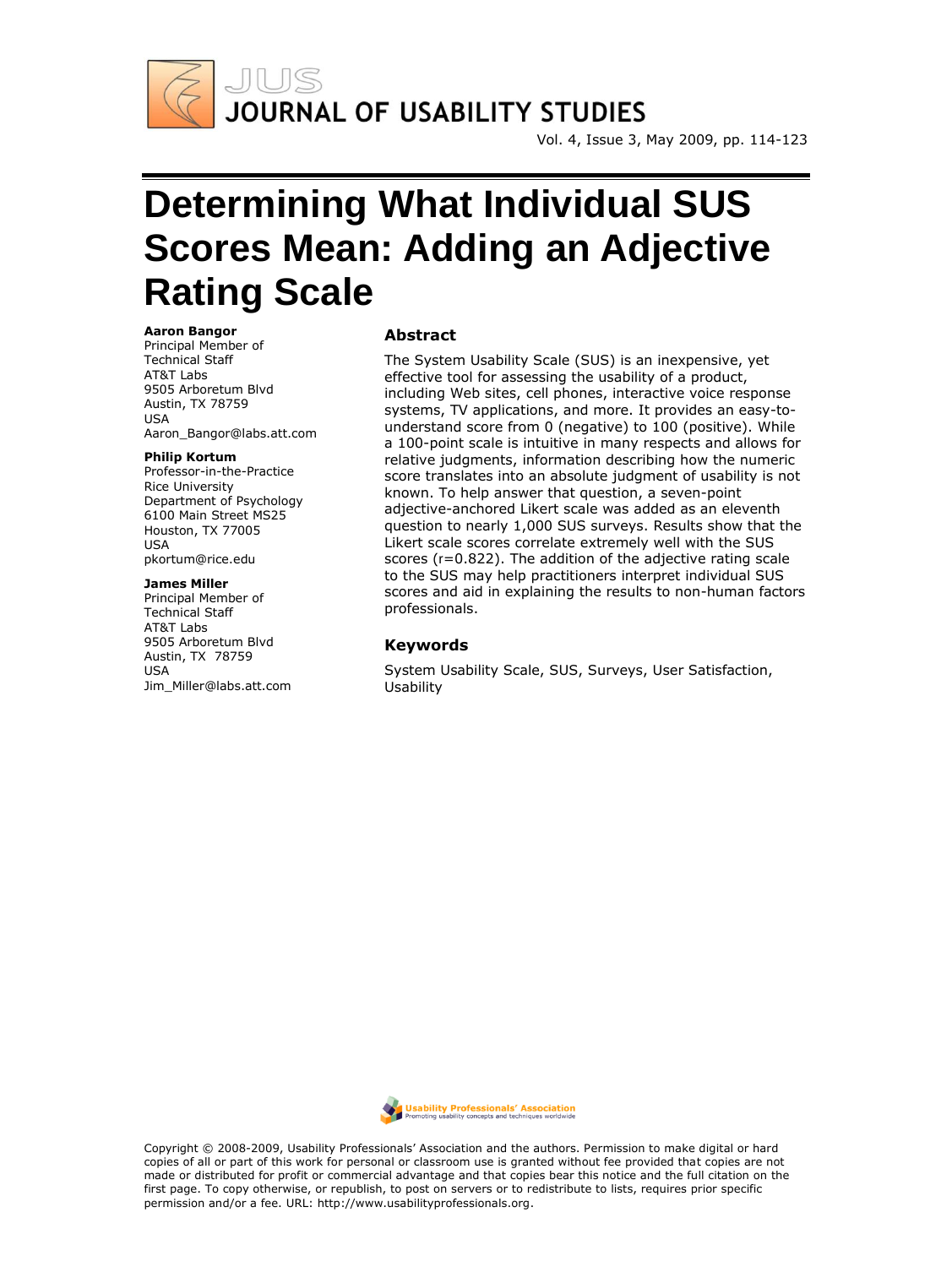# Determining What Individual SUS Scores Mean: Adding an Adjective Rating Scale

**Aaron Bangor**
Principal Member of Technical Staff
AT&T Labs
9505 Arboretum Blvd
Austin, TX 78759
USA
Aaron_Bangor@labs.att.com

**Philip Kortum**
Professor-in-the-Practice
Rice University
Department of Psychology
6100 Main Street MS25
Houston, TX 77005
USA
pkortum@rice.edu

**James Miller**
Principal Member of Technical Staff
AT&T Labs
9505 Arboretum Blvd
Austin, TX 78759
USA
Jim_Miller@labs.att.com

## Abstract

The System Usability Scale (SUS) is an inexpensive, yet effective tool for assessing the usability of a product, including Web sites, cell phones, interactive voice response systems, TV applications, and more. It provides an easy-to-understand score from 0 (negative) to 100 (positive). While a 100-point scale is intuitive in many respects and allows for relative judgments, information describing how the numeric score translates into an absolute judgment of usability is not known. To help answer that question, a seven-point adjective-anchored Likert scale was added as an eleventh question to nearly 1,000 SUS surveys. Results show that the Likert scale scores correlate extremely well with the SUS scores (r=0.822). The addition of the adjective rating scale to the SUS may help practitioners interpret individual SUS scores and aid in explaining the results to non-human factors professionals.

## Keywords

System Usability Scale, SUS, Surveys, User Satisfaction, Usability

Copyright © 2008-2009, Usability Professionals' Association and the authors. Permission to make digital or hard copies of all or part of this work for personal or classroom use is granted without fee provided that copies are not made or distributed for profit or commercial advantage and that copies bear this notice and the full citation on the first page. To copy otherwise, or republish, to post on servers or to redistribute to lists, requires prior specific permission and/or a fee. URL: http://www.usabilityprofessionals.org.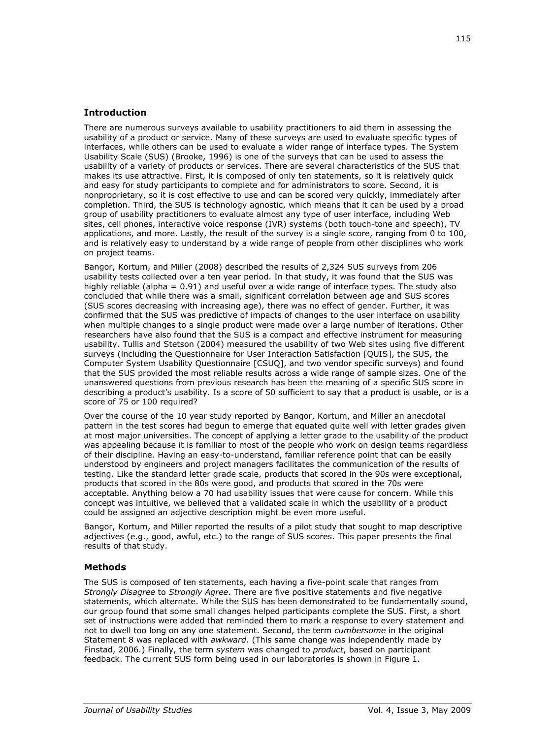## Introduction

There are numerous surveys available to usability practitioners to aid them in assessing the usability of a product or service. Many of these surveys are used to evaluate specific types of interfaces, while others can be used to evaluate a wider range of interface types. The System Usability Scale (SUS) (Brooke, 1996) is one of the surveys that can be used to assess the usability of a variety of products or services. There are several characteristics of the SUS that makes its use attractive. First, it is composed of only ten statements, so it is relatively quick and easy for study participants to complete and for administrators to score. Second, it is nonproprietary, so it is cost effective to use and can be scored very quickly, immediately after completion. Third, the SUS is technology agnostic, which means that it can be used by a broad group of usability practitioners to evaluate almost any type of user interface, including Web sites, cell phones, interactive voice response (IVR) systems (both touch-tone and speech), TV applications, and more. Lastly, the result of the survey is a single score, ranging from 0 to 100, and is relatively easy to understand by a wide range of people from other disciplines who work on project teams.

Bangor, Kortum, and Miller (2008) described the results of 2,324 SUS surveys from 206 usability tests collected over a ten year period. In that study, it was found that the SUS was highly reliable (alpha = 0.91) and useful over a wide range of interface types. The study also concluded that while there was a small, significant correlation between age and SUS scores (SUS scores decreasing with increasing age), there was no effect of gender. Further, it was confirmed that the SUS was predictive of impacts of changes to the user interface on usability when multiple changes to a single product were made over a large number of iterations. Other researchers have also found that the SUS is a compact and effective instrument for measuring usability. Tullis and Stetson (2004) measured the usability of two Web sites using five different surveys (including the Questionnaire for User Interaction Satisfaction [QUIS], the SUS, the Computer System Usability Questionnaire [CSUQ], and two vendor specific surveys) and found that the SUS provided the most reliable results across a wide range of sample sizes. One of the unanswered questions from previous research has been the meaning of a specific SUS score in describing a product's usability. Is a score of 50 sufficient to say that a product is usable, or is a score of 75 or 100 required?

Over the course of the 10 year study reported by Bangor, Kortum, and Miller an anecdotal pattern in the test scores had begun to emerge that equated quite well with letter grades given at most major universities. The concept of applying a letter grade to the usability of the product was appealing because it is familiar to most of the people who work on design teams regardless of their discipline. Having an easy-to-understand, familiar reference point that can be easily understood by engineers and project managers facilitates the communication of the results of testing. Like the standard letter grade scale, products that scored in the 90s were exceptional, products that scored in the 80s were good, and products that scored in the 70s were acceptable. Anything below a 70 had usability issues that were cause for concern. While this concept was intuitive, we believed that a validated scale in which the usability of a product could be assigned an adjective description might be even more useful.

Bangor, Kortum, and Miller reported the results of a pilot study that sought to map descriptive adjectives (e.g., good, awful, etc.) to the range of SUS scores. This paper presents the final results of that study.

## Methods

The SUS is composed of ten statements, each having a five-point scale that ranges from *Strongly Disagree* to *Strongly Agree*. There are five positive statements and five negative statements, which alternate. While the SUS has been demonstrated to be fundamentally sound, our group found that some small changes helped participants complete the SUS. First, a short set of instructions were added that reminded them to mark a response to every statement and not to dwell too long on any one statement. Second, the term *cumbersome* in the original Statement 8 was replaced with *awkward*. (This same change was independently made by Finstad, 2006.) Finally, the term *system* was changed to *product*, based on participant feedback. The current SUS form being used in our laboratories is shown in Figure 1.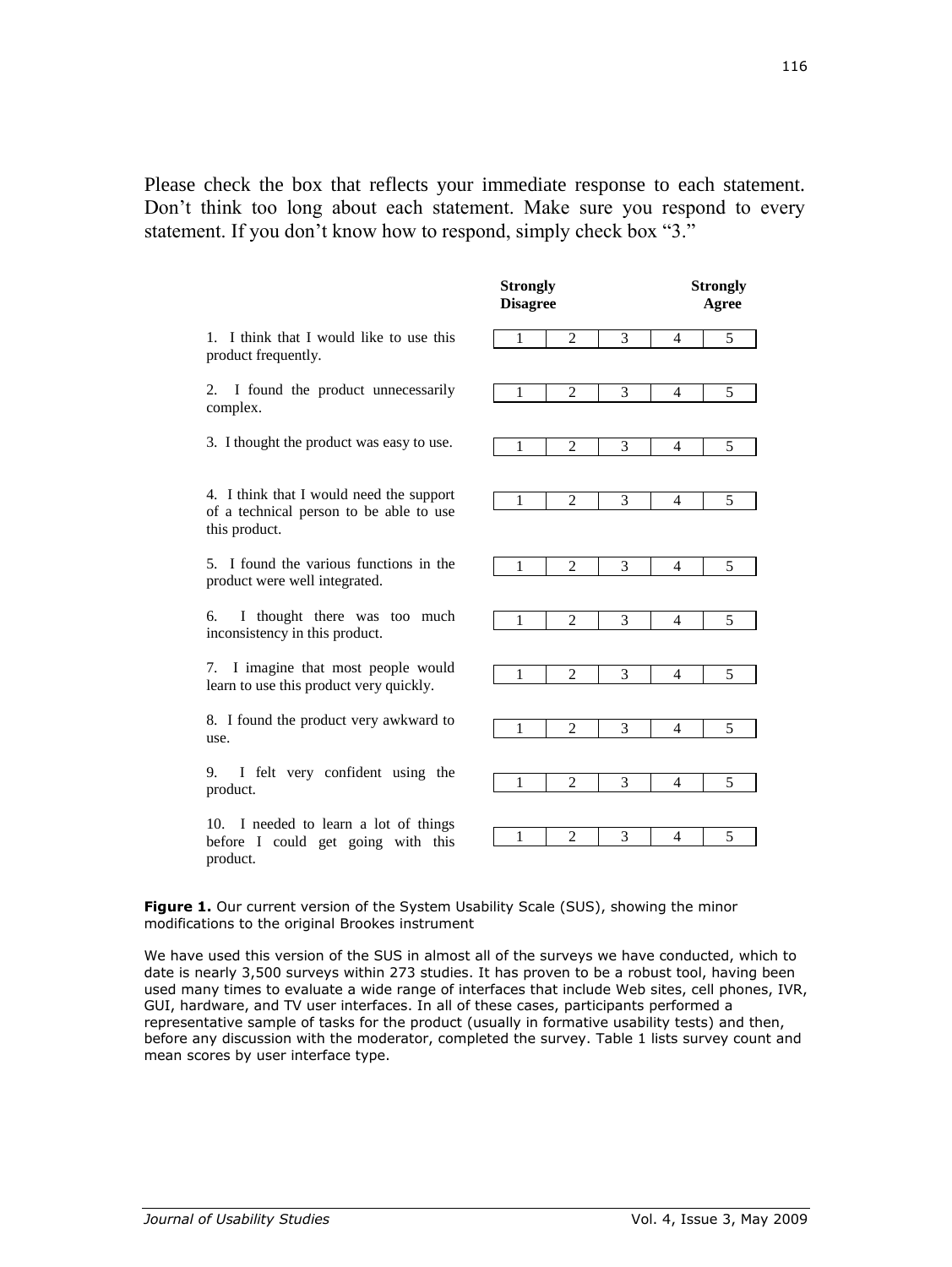Please check the box that reflects your immediate response to each statement. Don't think too long about each statement. Make sure you respond to every statement. If you don't know how to respond, simply check box "3."

| | **Strongly Disagree** | | | | **Strongly Agree** |
|---|---|---|---|---|---|
| 1. I think that I would like to use this product frequently. | 1 | 2 | 3 | 4 | 5 |
| 2. I found the product unnecessarily complex. | 1 | 2 | 3 | 4 | 5 |
| 3. I thought the product was easy to use. | 1 | 2 | 3 | 4 | 5 |
| 4. I think that I would need the support of a technical person to be able to use this product. | 1 | 2 | 3 | 4 | 5 |
| 5. I found the various functions in the product were well integrated. | 1 | 2 | 3 | 4 | 5 |
| 6. I thought there was too much inconsistency in this product. | 1 | 2 | 3 | 4 | 5 |
| 7. I imagine that most people would learn to use this product very quickly. | 1 | 2 | 3 | 4 | 5 |
| 8. I found the product very awkward to use. | 1 | 2 | 3 | 4 | 5 |
| 9. I felt very confident using the product. | 1 | 2 | 3 | 4 | 5 |
| 10. I needed to learn a lot of things before I could get going with this product. | 1 | 2 | 3 | 4 | 5 |

**Figure 1.** Our current version of the System Usability Scale (SUS), showing the minor modifications to the original Brookes instrument

We have used this version of the SUS in almost all of the surveys we have conducted, which to date is nearly 3,500 surveys within 273 studies. It has proven to be a robust tool, having been used many times to evaluate a wide range of interfaces that include Web sites, cell phones, IVR, GUI, hardware, and TV user interfaces. In all of these cases, participants performed a representative sample of tasks for the product (usually in formative usability tests) and then, before any discussion with the moderator, completed the survey. Table 1 lists survey count and mean scores by user interface type.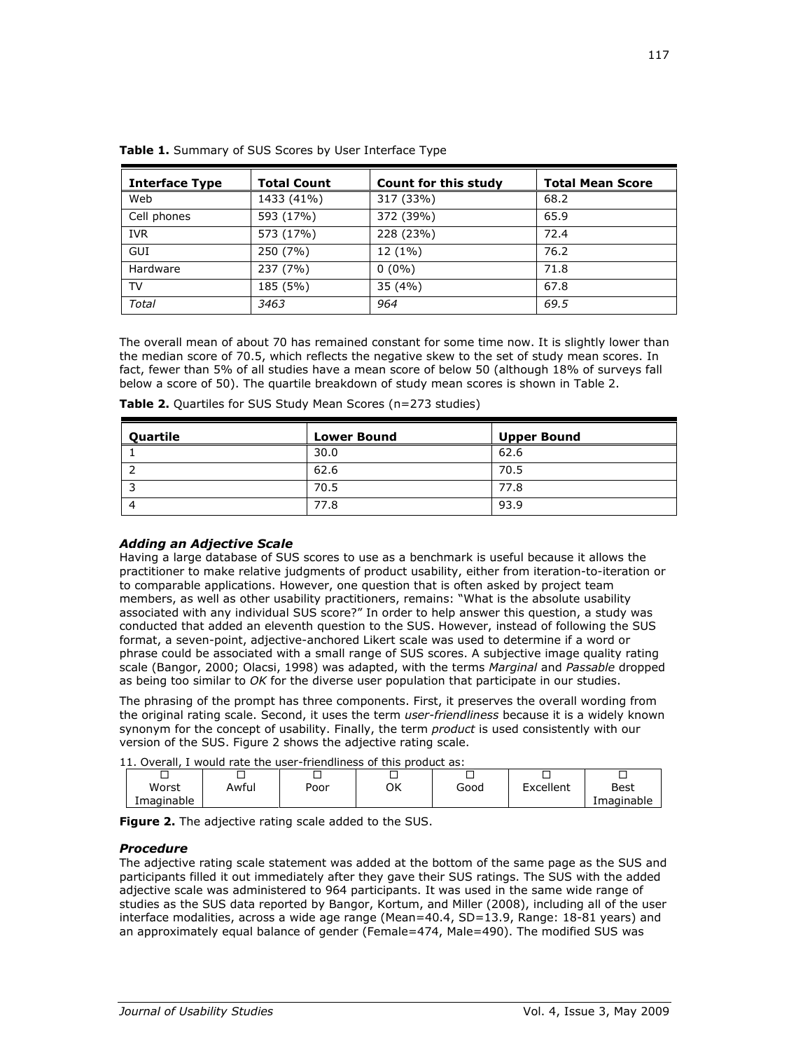**Table 1.** Summary of SUS Scores by User Interface Type

| Interface Type | Total Count | Count for this study | Total Mean Score |
| --- | --- | --- | --- |
| Web | 1433 (41%) | 317 (33%) | 68.2 |
| Cell phones | 593 (17%) | 372 (39%) | 65.9 |
| IVR | 573 (17%) | 228 (23%) | 72.4 |
| GUI | 250 (7%) | 12 (1%) | 76.2 |
| Hardware | 237 (7%) | 0 (0%) | 71.8 |
| TV | 185 (5%) | 35 (4%) | 67.8 |
| *Total* | *3463* | *964* | *69.5* |

The overall mean of about 70 has remained constant for some time now. It is slightly lower than the median score of 70.5, which reflects the negative skew to the set of study mean scores. In fact, fewer than 5% of all studies have a mean score of below 50 (although 18% of surveys fall below a score of 50). The quartile breakdown of study mean scores is shown in Table 2.

**Table 2.** Quartiles for SUS Study Mean Scores (n=273 studies)

| Quartile | Lower Bound | Upper Bound |
| --- | --- | --- |
| 1 | 30.0 | 62.6 |
| 2 | 62.6 | 70.5 |
| 3 | 70.5 | 77.8 |
| 4 | 77.8 | 93.9 |

### *Adding an Adjective Scale*

Having a large database of SUS scores to use as a benchmark is useful because it allows the practitioner to make relative judgments of product usability, either from iteration-to-iteration or to comparable applications. However, one question that is often asked by project team members, as well as other usability practitioners, remains: "What is the absolute usability associated with any individual SUS score?" In order to help answer this question, a study was conducted that added an eleventh question to the SUS. However, instead of following the SUS format, a seven-point, adjective-anchored Likert scale was used to determine if a word or phrase could be associated with a small range of SUS scores. A subjective image quality rating scale (Bangor, 2000; Olacsi, 1998) was adapted, with the terms *Marginal* and *Passable* dropped as being too similar to *OK* for the diverse user population that participate in our studies.

The phrasing of the prompt has three components. First, it preserves the overall wording from the original rating scale. Second, it uses the term *user-friendliness* because it is a widely known synonym for the concept of usability. Finally, the term *product* is used consistently with our version of the SUS. Figure 2 shows the adjective rating scale.

11. Overall, I would rate the user-friendliness of this product as:

| ☐ | ☐ | ☐ | ☐ | ☐ | ☐ | ☐ |
| --- | --- | --- | --- | --- | --- | --- |
| Worst Imaginable | Awful | Poor | OK | Good | Excellent | Best Imaginable |

**Figure 2.** The adjective rating scale added to the SUS.

### *Procedure*

The adjective rating scale statement was added at the bottom of the same page as the SUS and participants filled it out immediately after they gave their SUS ratings. The SUS with the added adjective scale was administered to 964 participants. It was used in the same wide range of studies as the SUS data reported by Bangor, Kortum, and Miller (2008), including all of the user interface modalities, across a wide age range (Mean=40.4, SD=13.9, Range: 18-81 years) and an approximately equal balance of gender (Female=474, Male=490). The modified SUS was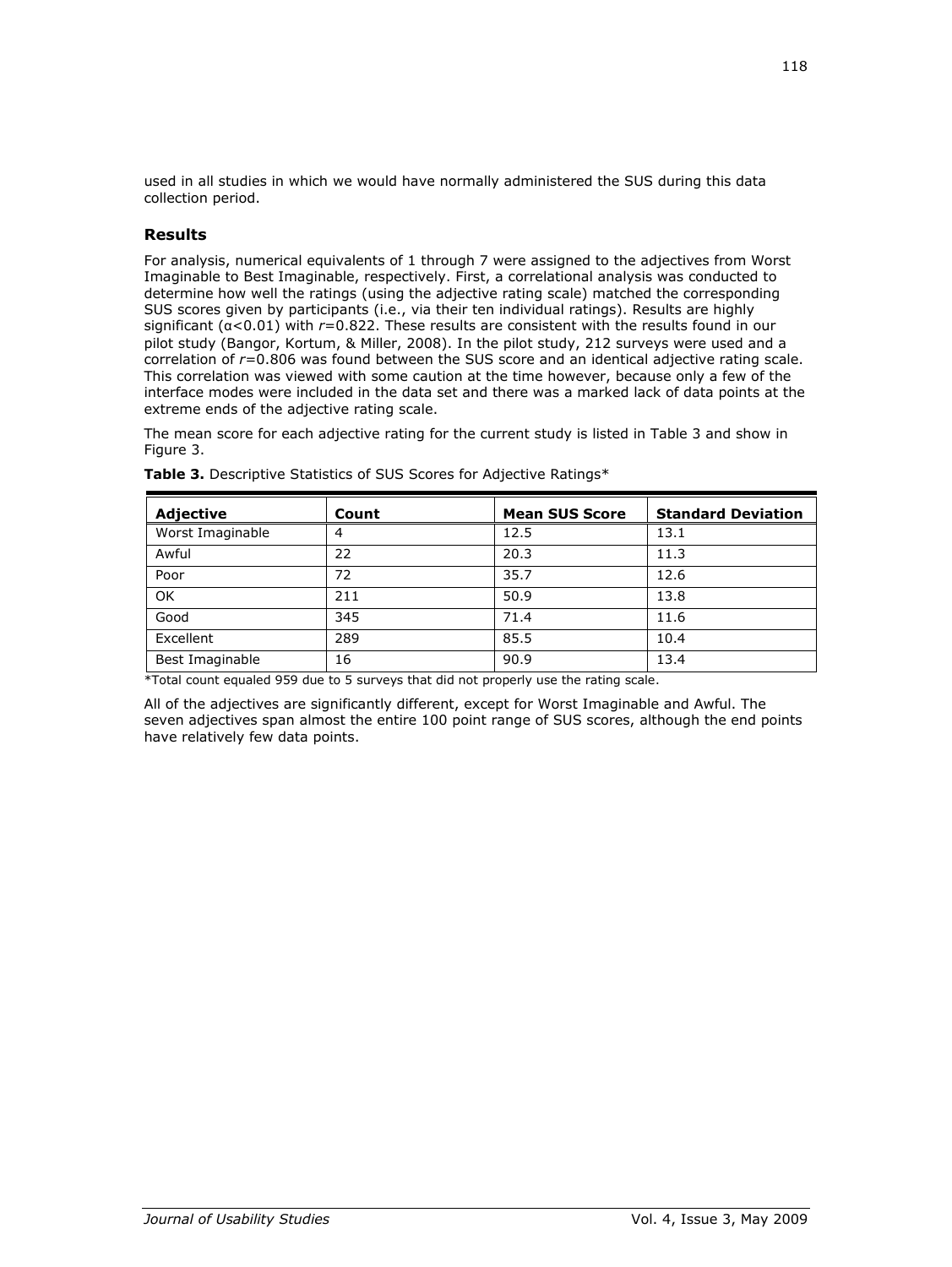used in all studies in which we would have normally administered the SUS during this data collection period.

### Results

For analysis, numerical equivalents of 1 through 7 were assigned to the adjectives from Worst Imaginable to Best Imaginable, respectively. First, a correlational analysis was conducted to determine how well the ratings (using the adjective rating scale) matched the corresponding SUS scores given by participants (i.e., via their ten individual ratings). Results are highly significant ($\alpha<0.01$) with $r$=0.822. These results are consistent with the results found in our pilot study (Bangor, Kortum, & Miller, 2008). In the pilot study, 212 surveys were used and a correlation of $r$=0.806 was found between the SUS score and an identical adjective rating scale. This correlation was viewed with some caution at the time however, because only a few of the interface modes were included in the data set and there was a marked lack of data points at the extreme ends of the adjective rating scale.

The mean score for each adjective rating for the current study is listed in Table 3 and show in Figure 3.

**Table 3.** Descriptive Statistics of SUS Scores for Adjective Ratings*

| Adjective | Count | Mean SUS Score | Standard Deviation |
|---|---|---|---|
| Worst Imaginable | 4 | 12.5 | 13.1 |
| Awful | 22 | 20.3 | 11.3 |
| Poor | 72 | 35.7 | 12.6 |
| OK | 211 | 50.9 | 13.8 |
| Good | 345 | 71.4 | 11.6 |
| Excellent | 289 | 85.5 | 10.4 |
| Best Imaginable | 16 | 90.9 | 13.4 |

*Total count equaled 959 due to 5 surveys that did not properly use the rating scale.

All of the adjectives are significantly different, except for Worst Imaginable and Awful. The seven adjectives span almost the entire 100 point range of SUS scores, although the end points have relatively few data points.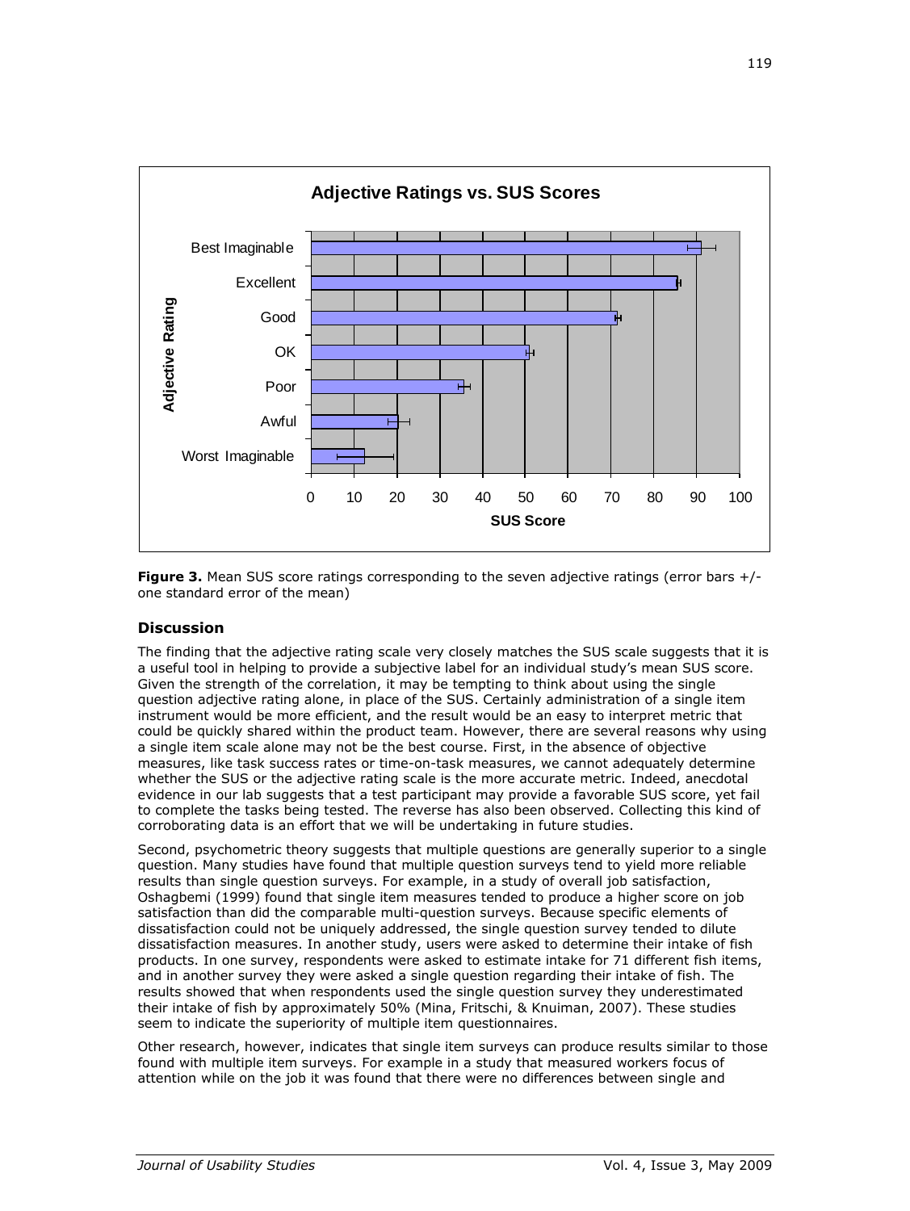**Figure 3.** Mean SUS score ratings corresponding to the seven adjective ratings (error bars +/- one standard error of the mean)

### Discussion

The finding that the adjective rating scale very closely matches the SUS scale suggests that it is a useful tool in helping to provide a subjective label for an individual study's mean SUS score. Given the strength of the correlation, it may be tempting to think about using the single question adjective rating alone, in place of the SUS. Certainly administration of a single item instrument would be more efficient, and the result would be an easy to interpret metric that could be quickly shared within the product team. However, there are several reasons why using a single item scale alone may not be the best course. First, in the absence of objective measures, like task success rates or time-on-task measures, we cannot adequately determine whether the SUS or the adjective rating scale is the more accurate metric. Indeed, anecdotal evidence in our lab suggests that a test participant may provide a favorable SUS score, yet fail to complete the tasks being tested. The reverse has also been observed. Collecting this kind of corroborating data is an effort that we will be undertaking in future studies.

Second, psychometric theory suggests that multiple questions are generally superior to a single question. Many studies have found that multiple question surveys tend to yield more reliable results than single question surveys. For example, in a study of overall job satisfaction, Oshagbemi (1999) found that single item measures tended to produce a higher score on job satisfaction than did the comparable multi-question surveys. Because specific elements of dissatisfaction could not be uniquely addressed, the single question survey tended to dilute dissatisfaction measures. In another study, users were asked to determine their intake of fish products. In one survey, respondents were asked to estimate intake for 71 different fish items, and in another survey they were asked a single question regarding their intake of fish. The results showed that when respondents used the single question survey they underestimated their intake of fish by approximately 50% (Mina, Fritschi, & Knuiman, 2007). These studies seem to indicate the superiority of multiple item questionnaires.

Other research, however, indicates that single item surveys can produce results similar to those found with multiple item surveys. For example in a study that measured workers focus of attention while on the job it was found that there were no differences between single and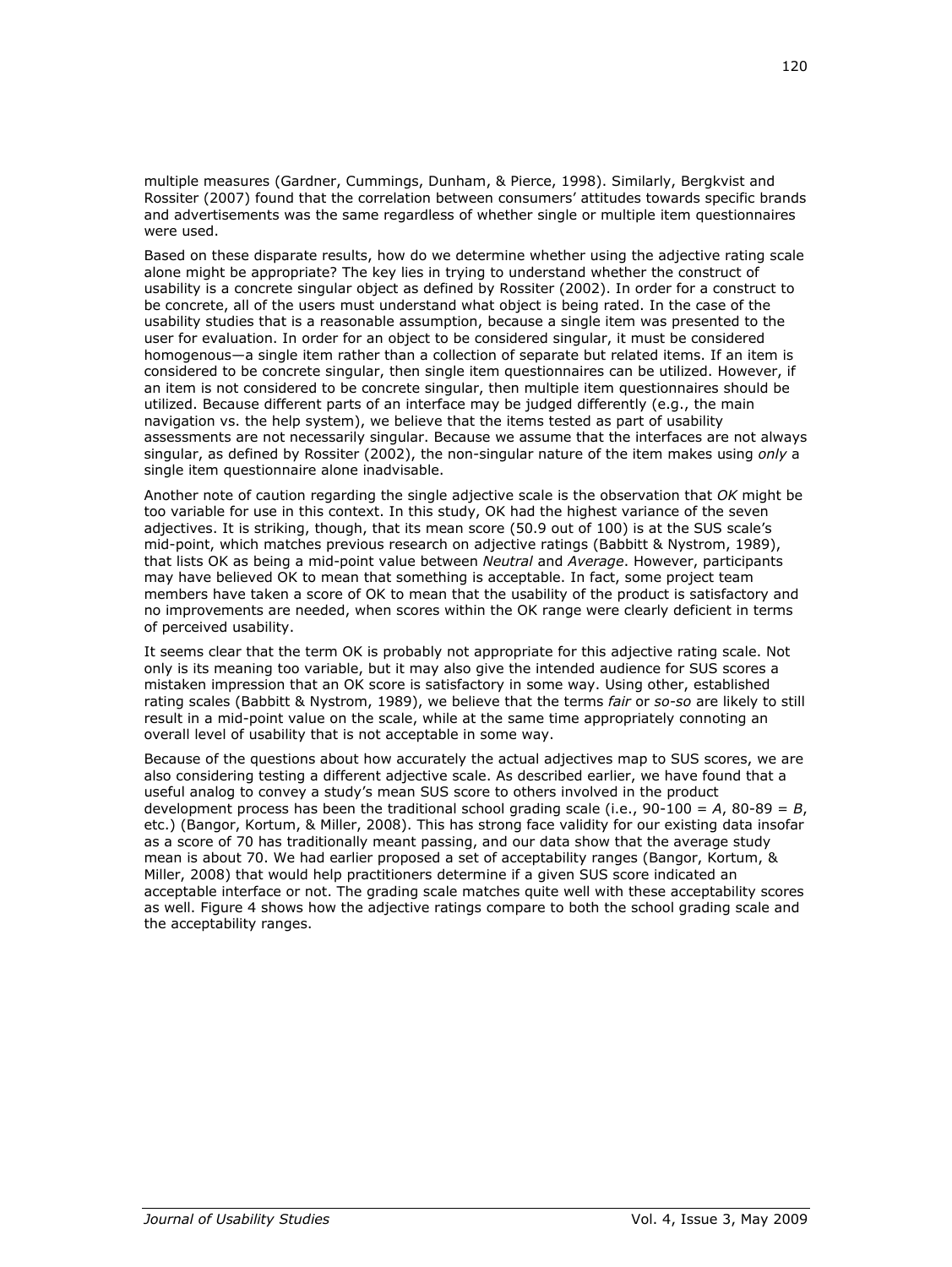multiple measures (Gardner, Cummings, Dunham, & Pierce, 1998). Similarly, Bergkvist and Rossiter (2007) found that the correlation between consumers' attitudes towards specific brands and advertisements was the same regardless of whether single or multiple item questionnaires were used.

Based on these disparate results, how do we determine whether using the adjective rating scale alone might be appropriate? The key lies in trying to understand whether the construct of usability is a concrete singular object as defined by Rossiter (2002). In order for a construct to be concrete, all of the users must understand what object is being rated. In the case of the usability studies that is a reasonable assumption, because a single item was presented to the user for evaluation. In order for an object to be considered singular, it must be considered homogenous—a single item rather than a collection of separate but related items. If an item is considered to be concrete singular, then single item questionnaires can be utilized. However, if an item is not considered to be concrete singular, then multiple item questionnaires should be utilized. Because different parts of an interface may be judged differently (e.g., the main navigation vs. the help system), we believe that the items tested as part of usability assessments are not necessarily singular. Because we assume that the interfaces are not always singular, as defined by Rossiter (2002), the non-singular nature of the item makes using *only* a single item questionnaire alone inadvisable.

Another note of caution regarding the single adjective scale is the observation that *OK* might be too variable for use in this context. In this study, OK had the highest variance of the seven adjectives. It is striking, though, that its mean score (50.9 out of 100) is at the SUS scale's mid-point, which matches previous research on adjective ratings (Babbitt & Nystrom, 1989), that lists OK as being a mid-point value between *Neutral* and *Average*. However, participants may have believed OK to mean that something is acceptable. In fact, some project team members have taken a score of OK to mean that the usability of the product is satisfactory and no improvements are needed, when scores within the OK range were clearly deficient in terms of perceived usability.

It seems clear that the term OK is probably not appropriate for this adjective rating scale. Not only is its meaning too variable, but it may also give the intended audience for SUS scores a mistaken impression that an OK score is satisfactory in some way. Using other, established rating scales (Babbitt & Nystrom, 1989), we believe that the terms *fair* or *so-so* are likely to still result in a mid-point value on the scale, while at the same time appropriately connoting an overall level of usability that is not acceptable in some way.

Because of the questions about how accurately the actual adjectives map to SUS scores, we are also considering testing a different adjective scale. As described earlier, we have found that a useful analog to convey a study's mean SUS score to others involved in the product development process has been the traditional school grading scale (i.e., 90-100 = *A*, 80-89 = *B*, etc.) (Bangor, Kortum, & Miller, 2008). This has strong face validity for our existing data insofar as a score of 70 has traditionally meant passing, and our data show that the average study mean is about 70. We had earlier proposed a set of acceptability ranges (Bangor, Kortum, & Miller, 2008) that would help practitioners determine if a given SUS score indicated an acceptable interface or not. The grading scale matches quite well with these acceptability scores as well. Figure 4 shows how the adjective ratings compare to both the school grading scale and the acceptability ranges.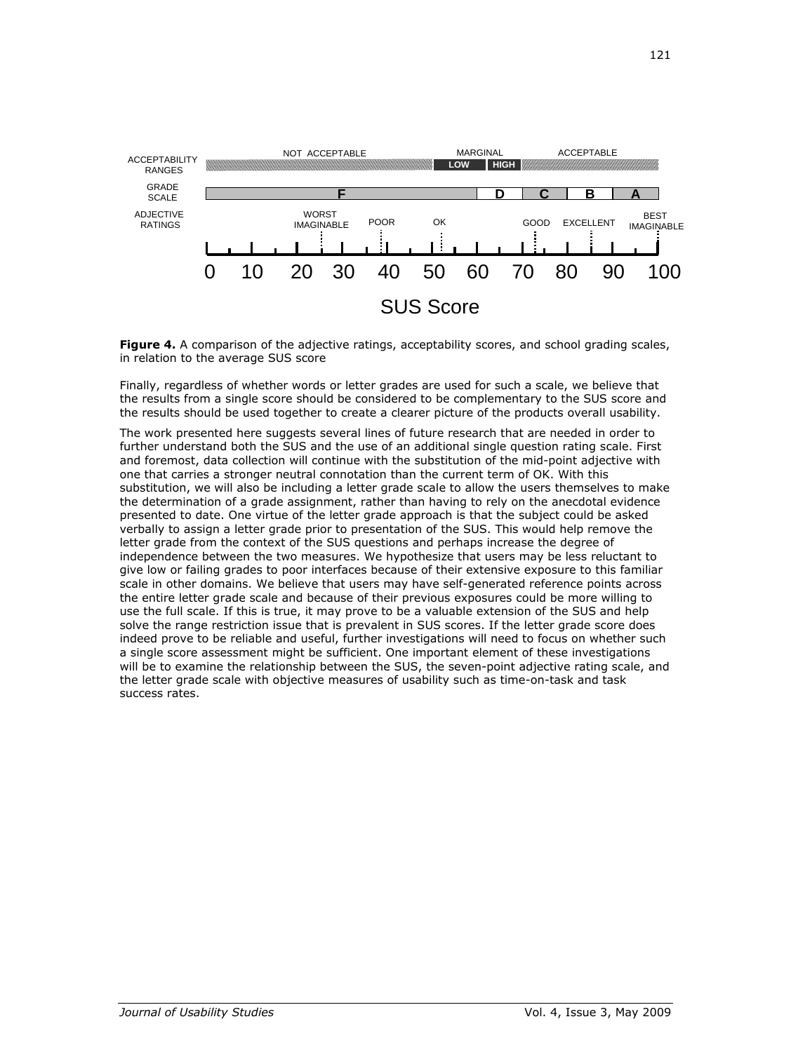**Figure 4.** A comparison of the adjective ratings, acceptability scores, and school grading scales, in relation to the average SUS score

Finally, regardless of whether words or letter grades are used for such a scale, we believe that the results from a single score should be considered to be complementary to the SUS score and the results should be used together to create a clearer picture of the products overall usability.

The work presented here suggests several lines of future research that are needed in order to further understand both the SUS and the use of an additional single question rating scale. First and foremost, data collection will continue with the substitution of the mid-point adjective with one that carries a stronger neutral connotation than the current term of OK. With this substitution, we will also be including a letter grade scale to allow the users themselves to make the determination of a grade assignment, rather than having to rely on the anecdotal evidence presented to date. One virtue of the letter grade approach is that the subject could be asked verbally to assign a letter grade prior to presentation of the SUS. This would help remove the letter grade from the context of the SUS questions and perhaps increase the degree of independence between the two measures. We hypothesize that users may be less reluctant to give low or failing grades to poor interfaces because of their extensive exposure to this familiar scale in other domains. We believe that users may have self-generated reference points across the entire letter grade scale and because of their previous exposures could be more willing to use the full scale. If this is true, it may prove to be a valuable extension of the SUS and help solve the range restriction issue that is prevalent in SUS scores. If the letter grade score does indeed prove to be reliable and useful, further investigations will need to focus on whether such a single score assessment might be sufficient. One important element of these investigations will be to examine the relationship between the SUS, the seven-point adjective rating scale, and the letter grade scale with objective measures of usability such as time-on-task and task success rates.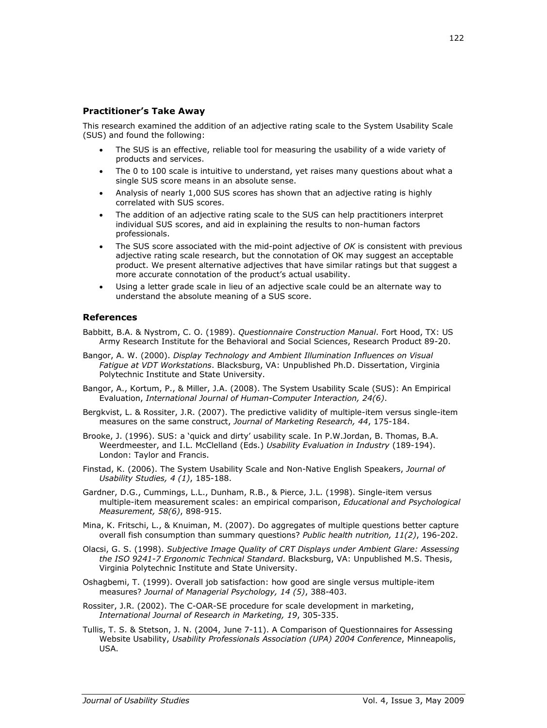## Practitioner's Take Away

This research examined the addition of an adjective rating scale to the System Usability Scale (SUS) and found the following:

- The SUS is an effective, reliable tool for measuring the usability of a wide variety of products and services.
- The 0 to 100 scale is intuitive to understand, yet raises many questions about what a single SUS score means in an absolute sense.
- Analysis of nearly 1,000 SUS scores has shown that an adjective rating is highly correlated with SUS scores.
- The addition of an adjective rating scale to the SUS can help practitioners interpret individual SUS scores, and aid in explaining the results to non-human factors professionals.
- The SUS score associated with the mid-point adjective of *OK* is consistent with previous adjective rating scale research, but the connotation of OK may suggest an acceptable product. We present alternative adjectives that have similar ratings but that suggest a more accurate connotation of the product's actual usability.
- Using a letter grade scale in lieu of an adjective scale could be an alternate way to understand the absolute meaning of a SUS score.

## References

Babbitt, B.A. & Nystrom, C. O. (1989). *Questionnaire Construction Manual*. Fort Hood, TX: US Army Research Institute for the Behavioral and Social Sciences, Research Product 89-20.

Bangor, A. W. (2000). *Display Technology and Ambient Illumination Influences on Visual Fatigue at VDT Workstations*. Blacksburg, VA: Unpublished Ph.D. Dissertation, Virginia Polytechnic Institute and State University.

Bangor, A., Kortum, P., & Miller, J.A. (2008). The System Usability Scale (SUS): An Empirical Evaluation, *International Journal of Human-Computer Interaction, 24(6)*.

Bergkvist, L. & Rossiter, J.R. (2007). The predictive validity of multiple-item versus single-item measures on the same construct, *Journal of Marketing Research, 44*, 175-184.

Brooke, J. (1996). SUS: a 'quick and dirty' usability scale. In P.W.Jordan, B. Thomas, B.A. Weerdmeester, and I.L. McClelland (Eds.) *Usability Evaluation in Industry* (189-194). London: Taylor and Francis.

Finstad, K. (2006). The System Usability Scale and Non-Native English Speakers, *Journal of Usability Studies, 4 (1)*, 185-188.

Gardner, D.G., Cummings, L.L., Dunham, R.B., & Pierce, J.L. (1998). Single-item versus multiple-item measurement scales: an empirical comparison, *Educational and Psychological Measurement, 58(6)*, 898-915.

Mina, K. Fritschi, L., & Knuiman, M. (2007). Do aggregates of multiple questions better capture overall fish consumption than summary questions? *Public health nutrition, 11(2)*, 196-202.

Olacsi, G. S. (1998). *Subjective Image Quality of CRT Displays under Ambient Glare: Assessing the ISO 9241-7 Ergonomic Technical Standard*. Blacksburg, VA: Unpublished M.S. Thesis, Virginia Polytechnic Institute and State University.

Oshagbemi, T. (1999). Overall job satisfaction: how good are single versus multiple-item measures? *Journal of Managerial Psychology, 14 (5)*, 388-403.

Rossiter, J.R. (2002). The C-OAR-SE procedure for scale development in marketing, *International Journal of Research in Marketing, 19*, 305-335.

Tullis, T. S. & Stetson, J. N. (2004, June 7-11). A Comparison of Questionnaires for Assessing Website Usability, *Usability Professionals Association (UPA) 2004 Conference*, Minneapolis, USA.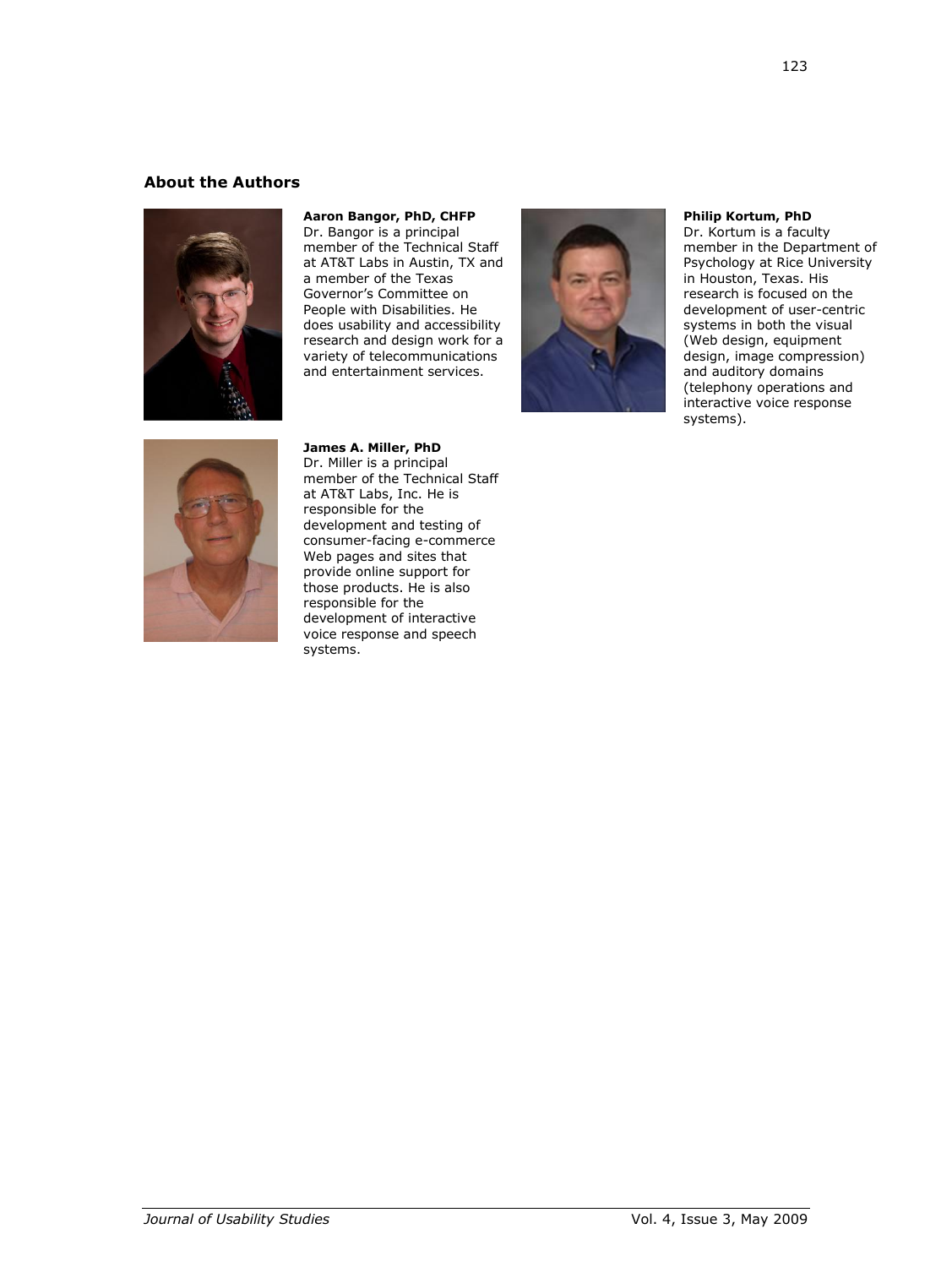## About the Authors

**Aaron Bangor, PhD, CHFP**
Dr. Bangor is a principal member of the Technical Staff at AT&T Labs in Austin, TX and a member of the Texas Governor's Committee on People with Disabilities. He does usability and accessibility research and design work for a variety of telecommunications and entertainment services.

**Philip Kortum, PhD**
Dr. Kortum is a faculty member in the Department of Psychology at Rice University in Houston, Texas. His research is focused on the development of user-centric systems in both the visual (Web design, equipment design, image compression) and auditory domains (telephony operations and interactive voice response systems).

**James A. Miller, PhD**
Dr. Miller is a principal member of the Technical Staff at AT&T Labs, Inc. He is responsible for the development and testing of consumer-facing e-commerce Web pages and sites that provide online support for those products. He is also responsible for the development of interactive voice response and speech systems.